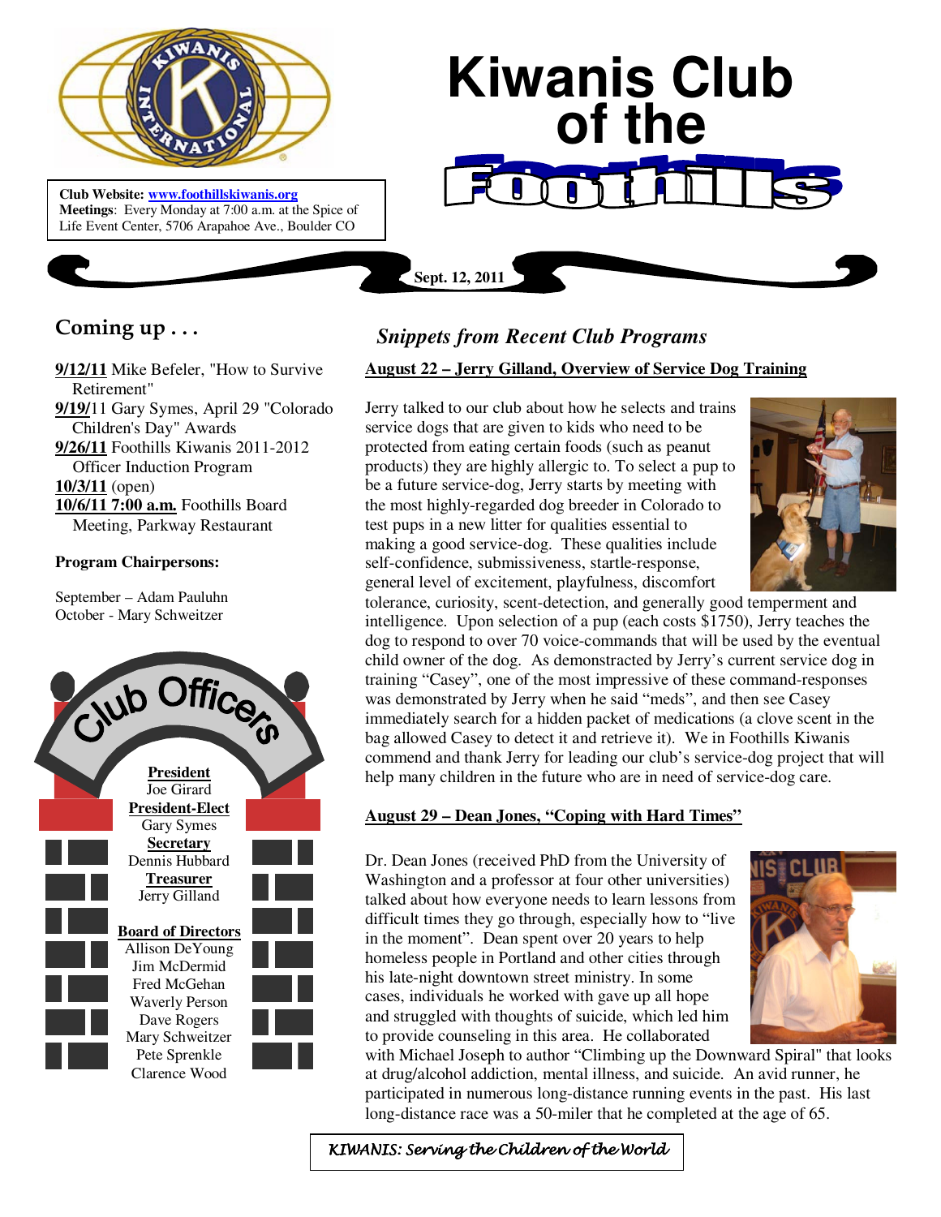# Kiwanis Club of the Foothills

**Club Website:** [www.foothillskiwanis.org](http://www.foothillskiwanis.org)
**Meetings**: Every Monday at 7:00 a.m. at the Spice of Life Event Center, 5706 Arapahoe Ave., Boulder CO

**Sept. 12, 2011**

## Coming up . . .

**9/12/11** Mike Befeler, "How to Survive Retirement"
**9/19/**11 Gary Symes, April 29 "Colorado Children's Day" Awards
**9/26/11** Foothills Kiwanis 2011-2012 Officer Induction Program
**10/3/11** (open)
**10/6/11 7:00 a.m.** Foothills Board Meeting, Parkway Restaurant

**Program Chairpersons:**

September – Adam Pauluhn
October - Mary Schweitzer

## Club Officers

**President**
Joe Girard

**President-Elect**
Gary Symes

**Secretary**
Dennis Hubbard

**Treasurer**
Jerry Gilland

**Board of Directors**
Allison DeYoung
Jim McDermid
Fred McGehan
Waverly Person
Dave Rogers
Mary Schweitzer
Pete Sprenkle
Clarence Wood

## *Snippets from Recent Club Programs*

**August 22 – Jerry Gilland, Overview of Service Dog Training**

Jerry talked to our club about how he selects and trains service dogs that are given to kids who need to be protected from eating certain foods (such as peanut products) they are highly allergic to. To select a pup to be a future service-dog, Jerry starts by meeting with the most highly-regarded dog breeder in Colorado to test pups in a new litter for qualities essential to making a good service-dog. These qualities include self-confidence, submissiveness, startle-response, general level of excitement, playfulness, discomfort tolerance, curiosity, scent-detection, and generally good temperment and intelligence. Upon selection of a pup (each costs $1750), Jerry teaches the dog to respond to over 70 voice-commands that will be used by the eventual child owner of the dog. As demonstrated by Jerry's current service dog in training "Casey", one of the most impressive of these command-responses was demonstrated by Jerry when he said "meds", and then see Casey immediately search for a hidden packet of medications (a clove scent in the bag allowed Casey to detect it and retrieve it). We in Foothills Kiwanis commend and thank Jerry for leading our club's service-dog project that will help many children in the future who are in need of service-dog care.

**August 29 – Dean Jones, "Coping with Hard Times"**

Dr. Dean Jones (received PhD from the University of Washington and a professor at four other universities) talked about how everyone needs to learn lessons from difficult times they go through, especially how to "live in the moment". Dean spent over 20 years to help homeless people in Portland and other cities through his late-night downtown street ministry. In some cases, individuals he worked with gave up all hope and struggled with thoughts of suicide, which led him to provide counseling in this area. He collaborated with Michael Joseph to author "Climbing up the Downward Spiral" that looks at drug/alcohol addiction, mental illness, and suicide. An avid runner, he participated in numerous long-distance running events in the past. His last long-distance race was a 50-miler that he completed at the age of 65.

*KIWANIS: Serving the Children of the World*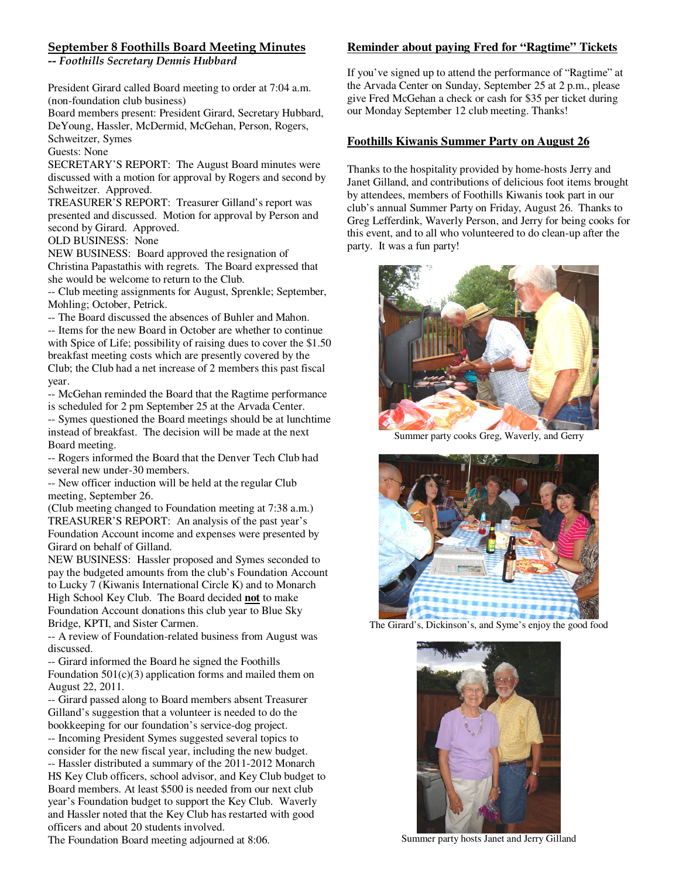## September 8 Foothills Board Meeting Minutes

*-- Foothills Secretary Dennis Hubbard*

President Girard called Board meeting to order at 7:04 a.m. (non-foundation club business)

Board members present: President Girard, Secretary Hubbard, DeYoung, Hassler, McDermid, McGehan, Person, Rogers, Schweitzer, Symes

Guests: None

SECRETARY'S REPORT: The August Board minutes were discussed with a motion for approval by Rogers and second by Schweitzer. Approved.

TREASURER'S REPORT: Treasurer Gilland's report was presented and discussed. Motion for approval by Person and second by Girard. Approved.

OLD BUSINESS: None

NEW BUSINESS: Board approved the resignation of Christina Papastathis with regrets. The Board expressed that she would be welcome to return to the Club.

-- Club meeting assignments for August, Sprenkle; September, Mohling; October, Petrick.

-- The Board discussed the absences of Buhler and Mahon.

-- Items for the new Board in October are whether to continue with Spice of Life; possibility of raising dues to cover the $1.50 breakfast meeting costs which are presently covered by the Club; the Club had a net increase of 2 members this past fiscal year.

-- McGehan reminded the Board that the Ragtime performance is scheduled for 2 pm September 25 at the Arvada Center.

-- Symes questioned the Board meetings should be at lunchtime instead of breakfast. The decision will be made at the next Board meeting.

-- Rogers informed the Board that the Denver Tech Club had several new under-30 members.

-- New officer induction will be held at the regular Club meeting, September 26.

(Club meeting changed to Foundation meeting at 7:38 a.m.)

TREASURER'S REPORT: An analysis of the past year's Foundation Account income and expenses were presented by Girard on behalf of Gilland.

NEW BUSINESS: Hassler proposed and Symes seconded to pay the budgeted amounts from the club's Foundation Account to Lucky 7 (Kiwanis International Circle K) and to Monarch High School Key Club. The Board decided **not** to make Foundation Account donations this club year to Blue Sky Bridge, KPTI, and Sister Carmen.

-- A review of Foundation-related business from August was discussed.

-- Girard informed the Board he signed the Foothills Foundation 501(c)(3) application forms and mailed them on August 22, 2011.

-- Girard passed along to Board members absent Treasurer Gilland's suggestion that a volunteer is needed to do the bookkeeping for our foundation's service-dog project.

-- Incoming President Symes suggested several topics to consider for the new fiscal year, including the new budget.

-- Hassler distributed a summary of the 2011-2012 Monarch HS Key Club officers, school advisor, and Key Club budget to Board members. At least $500 is needed from our next club year's Foundation budget to support the Key Club. Waverly and Hassler noted that the Key Club has restarted with good officers and about 20 students involved.

The Foundation Board meeting adjourned at 8:06.

## Reminder about paying Fred for "Ragtime" Tickets

If you've signed up to attend the performance of "Ragtime" at the Arvada Center on Sunday, September 25 at 2 p.m., please give Fred McGehan a check or cash for $35 per ticket during our Monday September 12 club meeting. Thanks!

## Foothills Kiwanis Summer Party on August 26

Thanks to the hospitality provided by home-hosts Jerry and Janet Gilland, and contributions of delicious foot items brought by attendees, members of Foothills Kiwanis took part in our club's annual Summer Party on Friday, August 26. Thanks to Greg Lefferdink, Waverly Person, and Jerry for being cooks for this event, and to all who volunteered to do clean-up after the party. It was a fun party!

Summer party cooks Greg, Waverly, and Gerry

The Girard's, Dickinson's, and Syme's enjoy the good food

Summer party hosts Janet and Jerry Gilland